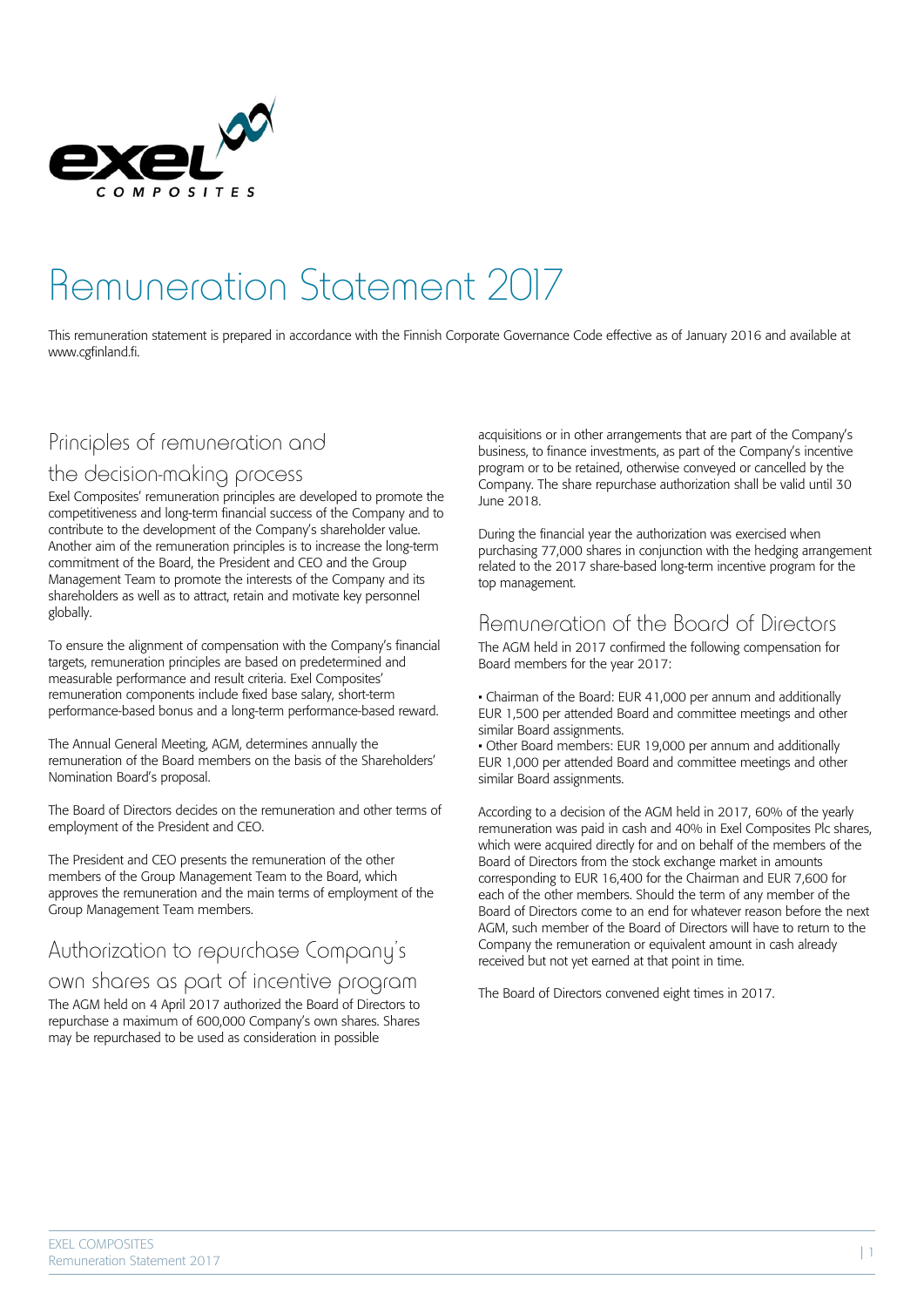# Remuneration Statement 2017

This remuneration statement is prepared in accordance with the Finnish Corporate Governance Code effective as of January 2016 and available at www.cgfinland.fi.

## Principles of remuneration and the decision-making process

Exel Composites' remuneration principles are developed to promote the competitiveness and long-term financial success of the Company and to contribute to the development of the Company's shareholder value. Another aim of the remuneration principles is to increase the long-term commitment of the Board, the President and CEO and the Group Management Team to promote the interests of the Company and its shareholders as well as to attract, retain and motivate key personnel globally.

To ensure the alignment of compensation with the Company's financial targets, remuneration principles are based on predetermined and measurable performance and result criteria. Exel Composites' remuneration components include fixed base salary, short-term performance-based bonus and a long-term performance-based reward.

The Annual General Meeting, AGM, determines annually the remuneration of the Board members on the basis of the Shareholders' Nomination Board's proposal.

The Board of Directors decides on the remuneration and other terms of employment of the President and CEO.

The President and CEO presents the remuneration of the other members of the Group Management Team to the Board, which approves the remuneration and the main terms of employment of the Group Management Team members.

## Authorization to repurchase Company's own shares as part of incentive program

The AGM held on 4 April 2017 authorized the Board of Directors to repurchase a maximum of 600,000 Company's own shares. Shares may be repurchased to be used as consideration in possible acquisitions or in other arrangements that are part of the Company's business, to finance investments, as part of the Company's incentive program or to be retained, otherwise conveyed or cancelled by the Company. The share repurchase authorization shall be valid until 30 June 2018.

During the financial year the authorization was exercised when purchasing 77,000 shares in conjunction with the hedging arrangement related to the 2017 share-based long-term incentive program for the top management.

## Remuneration of the Board of Directors

The AGM held in 2017 confirmed the following compensation for Board members for the year 2017:

- Chairman of the Board: EUR 41,000 per annum and additionally EUR 1,500 per attended Board and committee meetings and other similar Board assignments.
- Other Board members: EUR 19,000 per annum and additionally EUR 1,000 per attended Board and committee meetings and other similar Board assignments.

According to a decision of the AGM held in 2017, 60% of the yearly remuneration was paid in cash and 40% in Exel Composites Plc shares, which were acquired directly for and on behalf of the members of the Board of Directors from the stock exchange market in amounts corresponding to EUR 16,400 for the Chairman and EUR 7,600 for each of the other members. Should the term of any member of the Board of Directors come to an end for whatever reason before the next AGM, such member of the Board of Directors will have to return to the Company the remuneration or equivalent amount in cash already received but not yet earned at that point in time.

The Board of Directors convened eight times in 2017.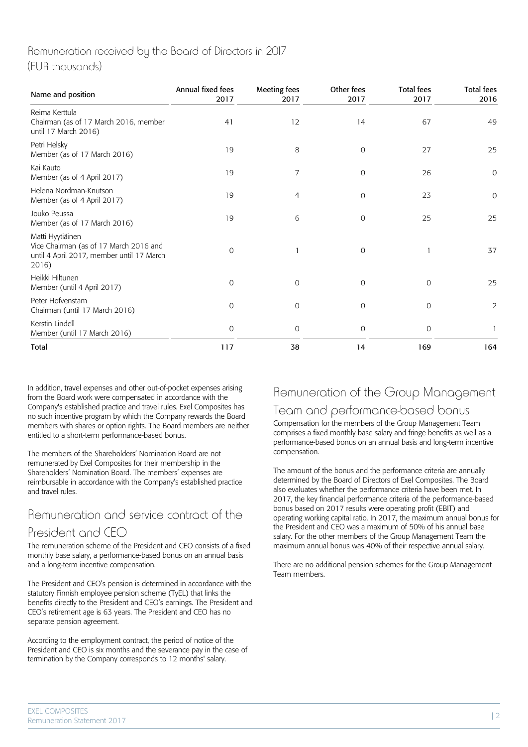## Remuneration received by the Board of Directors in 2017 (EUR thousands)

| Name and position | Annual fixed fees 2017 | Meeting fees 2017 | Other fees 2017 | Total fees 2017 | Total fees 2016 |
|---|---|---|---|---|---|
| Reima Kerttula<br>Chairman (as of 17 March 2016, member until 17 March 2016) | 41 | 12 | 14 | 67 | 49 |
| Petri Helsky<br>Member (as of 17 March 2016) | 19 | 8 | 0 | 27 | 25 |
| Kai Kauto<br>Member (as of 4 April 2017) | 19 | 7 | 0 | 26 | 0 |
| Helena Nordman-Knutson<br>Member (as of 4 April 2017) | 19 | 4 | 0 | 23 | 0 |
| Jouko Peussa<br>Member (as of 17 March 2016) | 19 | 6 | 0 | 25 | 25 |
| Matti Hyytiäinen<br>Vice Chairman (as of 17 March 2016 and until 4 April 2017, member until 17 March 2016) | 0 | 1 | 0 | 1 | 37 |
| Heikki Hiltunen<br>Member (until 4 April 2017) | 0 | 0 | 0 | 0 | 25 |
| Peter Hofvenstam<br>Chairman (until 17 March 2016) | 0 | 0 | 0 | 0 | 2 |
| Kerstin Lindell<br>Member (until 17 March 2016) | 0 | 0 | 0 | 0 | 1 |
| **Total** | **117** | **38** | **14** | **169** | **164** |

In addition, travel expenses and other out-of-pocket expenses arising from the Board work were compensated in accordance with the Company's established practice and travel rules. Exel Composites has no such incentive program by which the Company rewards the Board members with shares or option rights. The Board members are neither entitled to a short-term performance-based bonus.

The members of the Shareholders' Nomination Board are not remunerated by Exel Composites for their membership in the Shareholders' Nomination Board. The members' expenses are reimbursable in accordance with the Company's established practice and travel rules.

## Remuneration and service contract of the President and CEO

The remuneration scheme of the President and CEO consists of a fixed monthly base salary, a performance-based bonus on an annual basis and a long-term incentive compensation.

The President and CEO's pension is determined in accordance with the statutory Finnish employee pension scheme (TyEL) that links the benefits directly to the President and CEO's earnings. The President and CEO's retirement age is 63 years. The President and CEO has no separate pension agreement.

According to the employment contract, the period of notice of the President and CEO is six months and the severance pay in the case of termination by the Company corresponds to 12 months' salary.

## Remuneration of the Group Management Team and performance-based bonus

Compensation for the members of the Group Management Team comprises a fixed monthly base salary and fringe benefits as well as a performance-based bonus on an annual basis and long-term incentive compensation.

The amount of the bonus and the performance criteria are annually determined by the Board of Directors of Exel Composites. The Board also evaluates whether the performance criteria have been met. In 2017, the key financial performance criteria of the performance-based bonus based on 2017 results were operating profit (EBIT) and operating working capital ratio. In 2017, the maximum annual bonus for the President and CEO was a maximum of 50% of his annual base salary. For the other members of the Group Management Team the maximum annual bonus was 40% of their respective annual salary.

There are no additional pension schemes for the Group Management Team members.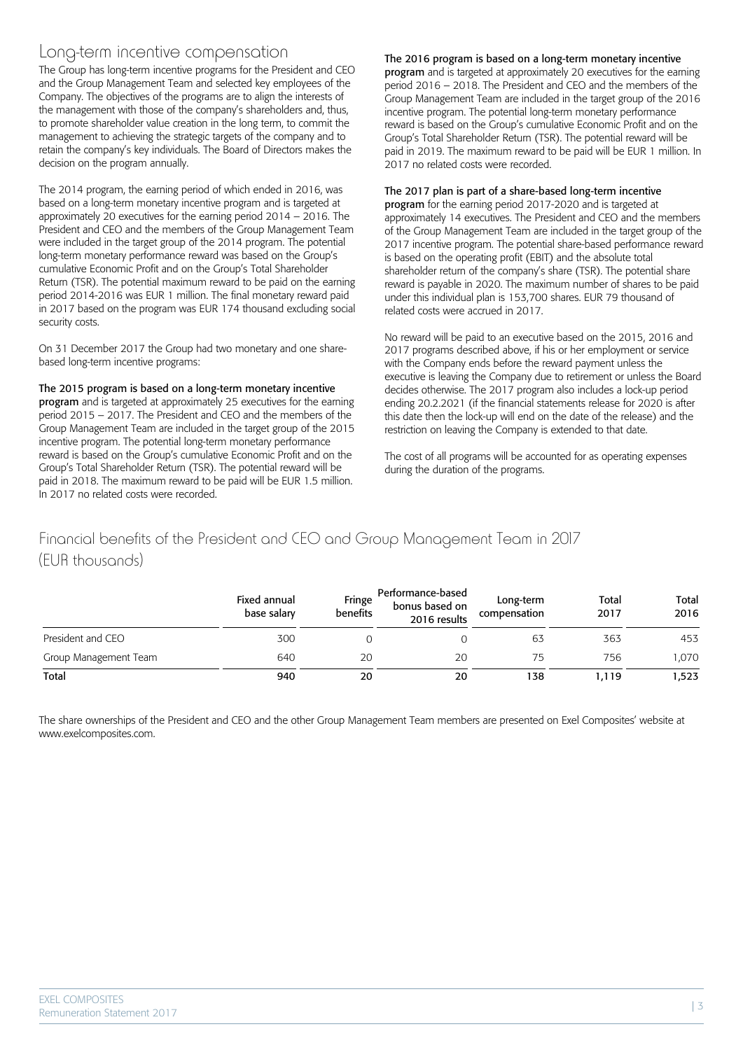## Long-term incentive compensation

The Group has long-term incentive programs for the President and CEO and the Group Management Team and selected key employees of the Company. The objectives of the programs are to align the interests of the management with those of the company's shareholders and, thus, to promote shareholder value creation in the long term, to commit the management to achieving the strategic targets of the company and to retain the company's key individuals. The Board of Directors makes the decision on the program annually.

The 2014 program, the earning period of which ended in 2016, was based on a long-term monetary incentive program and is targeted at approximately 20 executives for the earning period 2014 – 2016. The President and CEO and the members of the Group Management Team were included in the target group of the 2014 program. The potential long-term monetary performance reward was based on the Group's cumulative Economic Profit and on the Group's Total Shareholder Return (TSR). The potential maximum reward to be paid on the earning period 2014-2016 was EUR 1 million. The final monetary reward paid in 2017 based on the program was EUR 174 thousand excluding social security costs.

On 31 December 2017 the Group had two monetary and one share-based long-term incentive programs:

**The 2015 program is based on a long-term monetary incentive program** and is targeted at approximately 25 executives for the earning period 2015 – 2017. The President and CEO and the members of the Group Management Team are included in the target group of the 2015 incentive program. The potential long-term monetary performance reward is based on the Group's cumulative Economic Profit and on the Group's Total Shareholder Return (TSR). The potential reward will be paid in 2018. The maximum reward to be paid will be EUR 1.5 million. In 2017 no related costs were recorded.

**The 2016 program is based on a long-term monetary incentive program** and is targeted at approximately 20 executives for the earning period 2016 – 2018. The President and CEO and the members of the Group Management Team are included in the target group of the 2016 incentive program. The potential long-term monetary performance reward is based on the Group's cumulative Economic Profit and on the Group's Total Shareholder Return (TSR). The potential reward will be paid in 2019. The maximum reward to be paid will be EUR 1 million. In 2017 no related costs were recorded.

**The 2017 plan is part of a share-based long-term incentive program** for the earning period 2017-2020 and is targeted at approximately 14 executives. The President and CEO and the members of the Group Management Team are included in the target group of the 2017 incentive program. The potential share-based performance reward is based on the operating profit (EBIT) and the absolute total shareholder return of the company's share (TSR). The potential share reward is payable in 2020. The maximum number of shares to be paid under this individual plan is 153,700 shares. EUR 79 thousand of related costs were accrued in 2017.

No reward will be paid to an executive based on the 2015, 2016 and 2017 programs described above, if his or her employment or service with the Company ends before the reward payment unless the executive is leaving the Company due to retirement or unless the Board decides otherwise. The 2017 program also includes a lock-up period ending 20.2.2021 (if the financial statements release for 2020 is after this date then the lock-up will end on the date of the release) and the restriction on leaving the Company is extended to that date.

The cost of all programs will be accounted for as operating expenses during the duration of the programs.

## Financial benefits of the President and CEO and Group Management Team in 2017 (EUR thousands)

| | Fixed annual base salary | Fringe benefits | Performance-based bonus based on 2016 results | Long-term compensation | Total 2017 | Total 2016 |
|---|---|---|---|---|---|---|
| President and CEO | 300 | 0 | 0 | 63 | 363 | 453 |
| Group Management Team | 640 | 20 | 20 | 75 | 756 | 1,070 |
| **Total** | **940** | **20** | **20** | **138** | **1,119** | **1,523** |

The share ownerships of the President and CEO and the other Group Management Team members are presented on Exel Composites' website at www.exelcomposites.com.